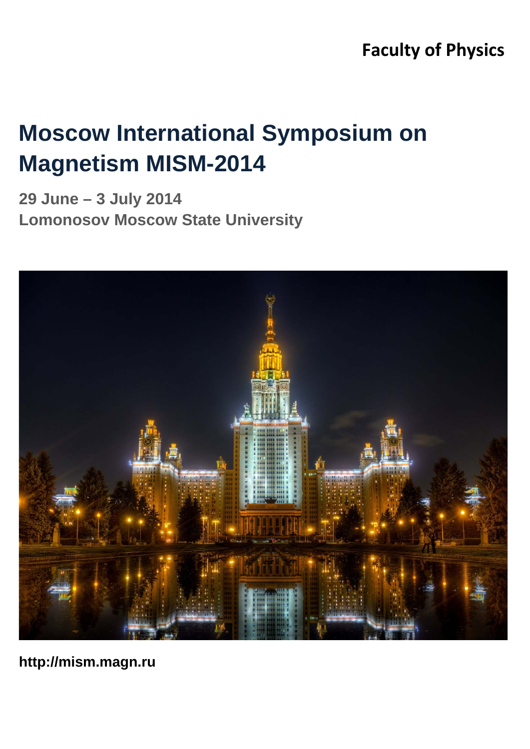**Faculty of Physics**

# Moscow International Symposium on Magnetism MISM-2014

**29 June – 3 July 2014**
**Lomonosov Moscow State University**

**http://mism.magn.ru**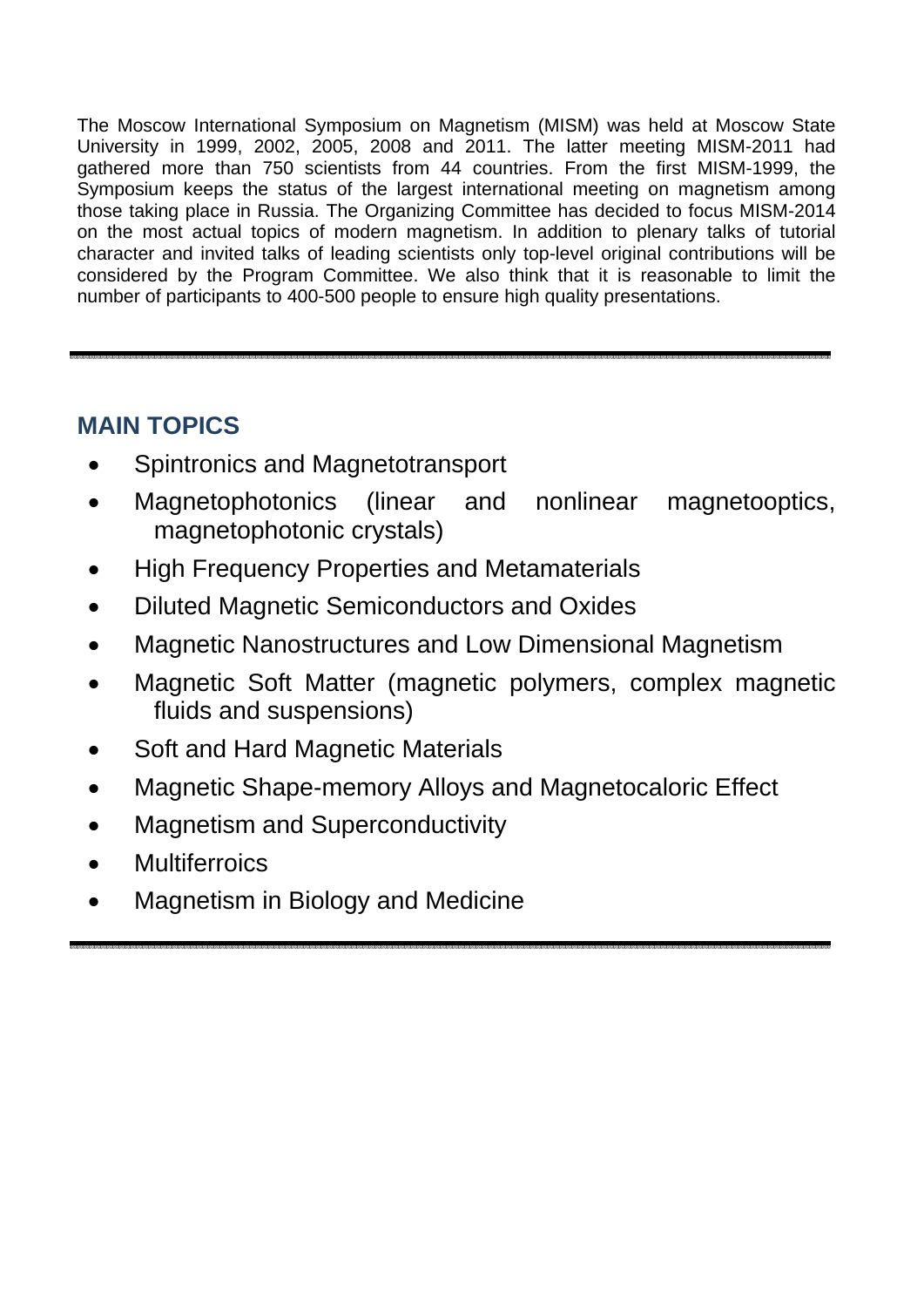The Moscow International Symposium on Magnetism (MISM) was held at Moscow State University in 1999, 2002, 2005, 2008 and 2011. The latter meeting MISM-2011 had gathered more than 750 scientists from 44 countries. From the first MISM-1999, the Symposium keeps the status of the largest international meeting on magnetism among those taking place in Russia. The Organizing Committee has decided to focus MISM-2014 on the most actual topics of modern magnetism. In addition to plenary talks of tutorial character and invited talks of leading scientists only top-level original contributions will be considered by the Program Committee. We also think that it is reasonable to limit the number of participants to 400-500 people to ensure high quality presentations.

---

## MAIN TOPICS

- Spintronics and Magnetotransport
- Magnetophotonics (linear and nonlinear magnetooptics, magnetophotonic crystals)
- High Frequency Properties and Metamaterials
- Diluted Magnetic Semiconductors and Oxides
- Magnetic Nanostructures and Low Dimensional Magnetism
- Magnetic Soft Matter (magnetic polymers, complex magnetic fluids and suspensions)
- Soft and Hard Magnetic Materials
- Magnetic Shape-memory Alloys and Magnetocaloric Effect
- Magnetism and Superconductivity
- Multiferroics
- Magnetism in Biology and Medicine

---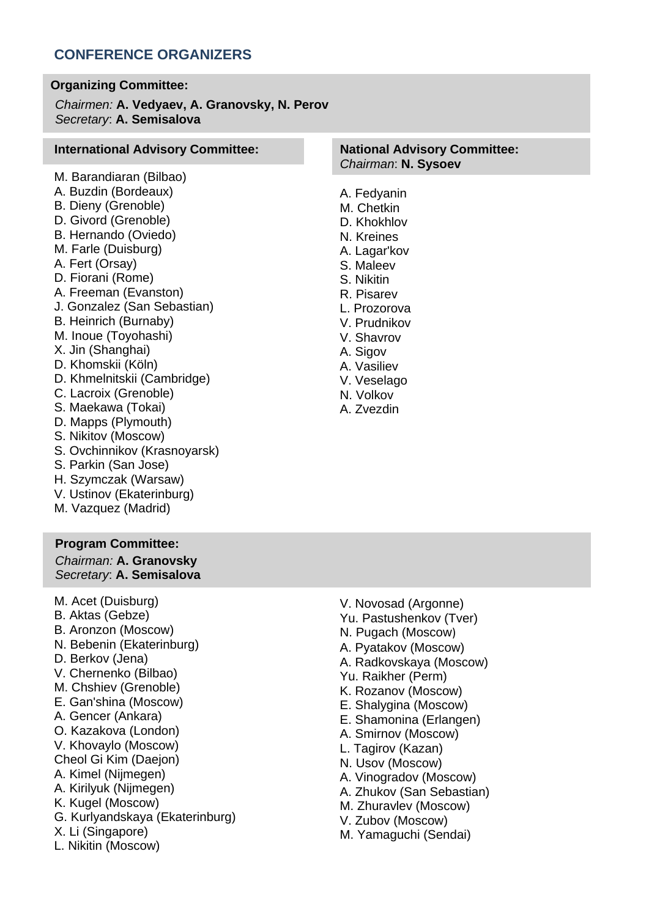## CONFERENCE ORGANIZERS

### Organizing Committee:

*Chairmen:* **A. Vedyaev, A. Granovsky, N. Perov**
*Secretary*: **A. Semisalova**

### International Advisory Committee:

M. Barandiaran (Bilbao)
A. Buzdin (Bordeaux)
B. Dieny (Grenoble)
D. Givord (Grenoble)
B. Hernando (Oviedo)
M. Farle (Duisburg)
A. Fert (Orsay)
D. Fiorani (Rome)
A. Freeman (Evanston)
J. Gonzalez (San Sebastian)
B. Heinrich (Burnaby)
M. Inoue (Toyohashi)
X. Jin (Shanghai)
D. Khomskii (Köln)
D. Khmelnitskii (Cambridge)
C. Lacroix (Grenoble)
S. Maekawa (Tokai)
D. Mapps (Plymouth)
S. Nikitov (Moscow)
S. Ovchinnikov (Krasnoyarsk)
S. Parkin (San Jose)
H. Szymczak (Warsaw)
V. Ustinov (Ekaterinburg)
M. Vazquez (Madrid)

### National Advisory Committee:

*Chairman*: **N. Sysoev**

A. Fedyanin
M. Chetkin
D. Khokhlov
N. Kreines
A. Lagar'kov
S. Maleev
S. Nikitin
R. Pisarev
L. Prozorova
V. Prudnikov
V. Shavrov
A. Sigov
A. Vasiliev
V. Veselago
N. Volkov
A. Zvezdin

### Program Committee:

*Chairman:* **A. Granovsky**
*Secretary*: **A. Semisalova**

M. Acet (Duisburg)
B. Aktas (Gebze)
B. Aronzon (Moscow)
N. Bebenin (Ekaterinburg)
D. Berkov (Jena)
V. Chernenko (Bilbao)
M. Chshiev (Grenoble)
E. Gan'shina (Moscow)
A. Gencer (Ankara)
O. Kazakova (London)
V. Khovaylo (Moscow)
Cheol Gi Kim (Daejon)
A. Kimel (Nijmegen)
A. Kirilyuk (Nijmegen)
K. Kugel (Moscow)
G. Kurlyandskaya (Ekaterinburg)
X. Li (Singapore)
L. Nikitin (Moscow)
V. Novosad (Argonne)
Yu. Pastushenkov (Tver)
N. Pugach (Moscow)
A. Pyatakov (Moscow)
A. Radkovskaya (Moscow)
Yu. Raikher (Perm)
K. Rozanov (Moscow)
E. Shalygina (Moscow)
E. Shamonina (Erlangen)
A. Smirnov (Moscow)
L. Tagirov (Kazan)
N. Usov (Moscow)
A. Vinogradov (Moscow)
A. Zhukov (San Sebastian)
M. Zhuravlev (Moscow)
V. Zubov (Moscow)
M. Yamaguchi (Sendai)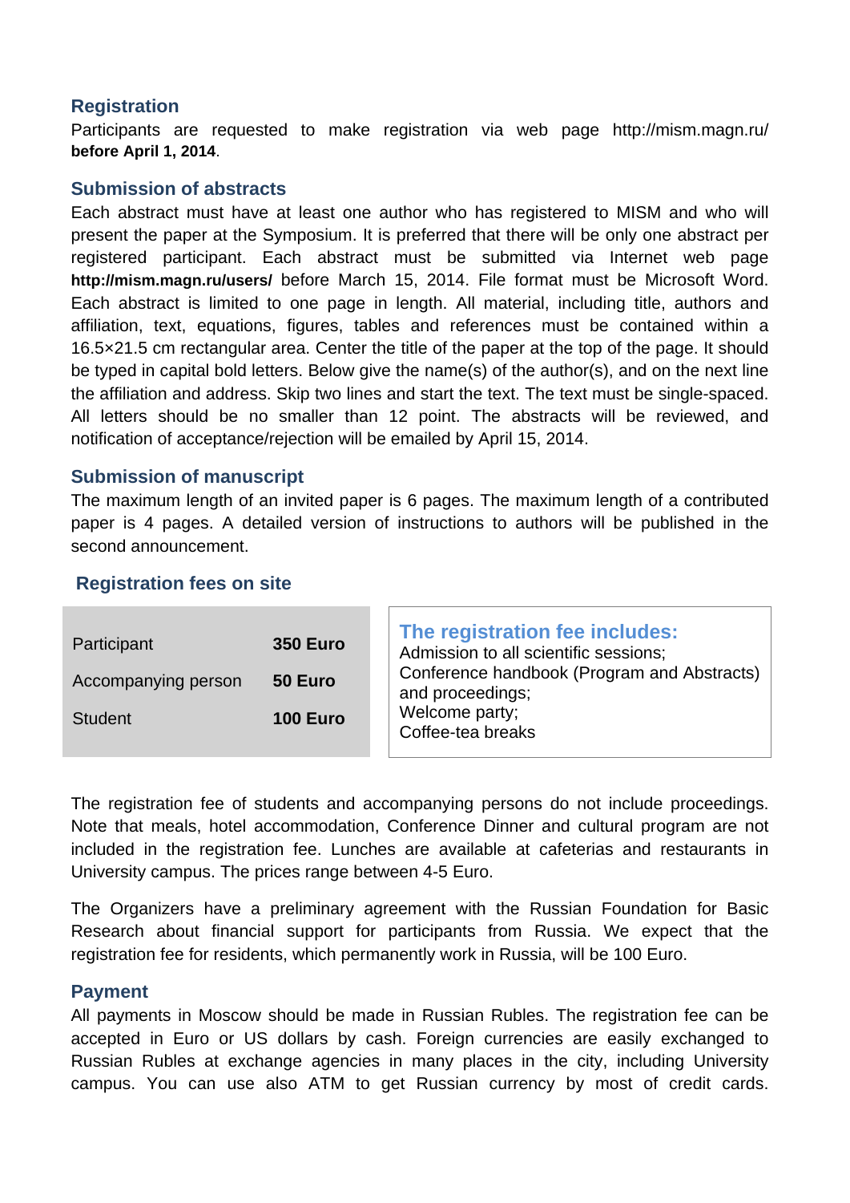## Registration

Participants are requested to make registration via web page http://mism.magn.ru/ **before April 1, 2014**.

## Submission of abstracts

Each abstract must have at least one author who has registered to MISM and who will present the paper at the Symposium. It is preferred that there will be only one abstract per registered participant. Each abstract must be submitted via Internet web page **http://mism.magn.ru/users/** before March 15, 2014. File format must be Microsoft Word. Each abstract is limited to one page in length. All material, including title, authors and affiliation, text, equations, figures, tables and references must be contained within a 16.5×21.5 cm rectangular area. Center the title of the paper at the top of the page. It should be typed in capital bold letters. Below give the name(s) of the author(s), and on the next line the affiliation and address. Skip two lines and start the text. The text must be single-spaced. All letters should be no smaller than 12 point. The abstracts will be reviewed, and notification of acceptance/rejection will be emailed by April 15, 2014.

## Submission of manuscript

The maximum length of an invited paper is 6 pages. The maximum length of a contributed paper is 4 pages. A detailed version of instructions to authors will be published in the second announcement.

## Registration fees on site

| | |
|---|---|
| Participant | **350 Euro** |
| Accompanying person | **50 Euro** |
| Student | **100 Euro** |

### The registration fee includes:

Admission to all scientific sessions;
Conference handbook (Program and Abstracts) and proceedings;
Welcome party;
Coffee-tea breaks

The registration fee of students and accompanying persons do not include proceedings. Note that meals, hotel accommodation, Conference Dinner and cultural program are not included in the registration fee. Lunches are available at cafeterias and restaurants in University campus. The prices range between 4-5 Euro.

The Organizers have a preliminary agreement with the Russian Foundation for Basic Research about financial support for participants from Russia. We expect that the registration fee for residents, which permanently work in Russia, will be 100 Euro.

## Payment

All payments in Moscow should be made in Russian Rubles. The registration fee can be accepted in Euro or US dollars by cash. Foreign currencies are easily exchanged to Russian Rubles at exchange agencies in many places in the city, including University campus. You can use also ATM to get Russian currency by most of credit cards.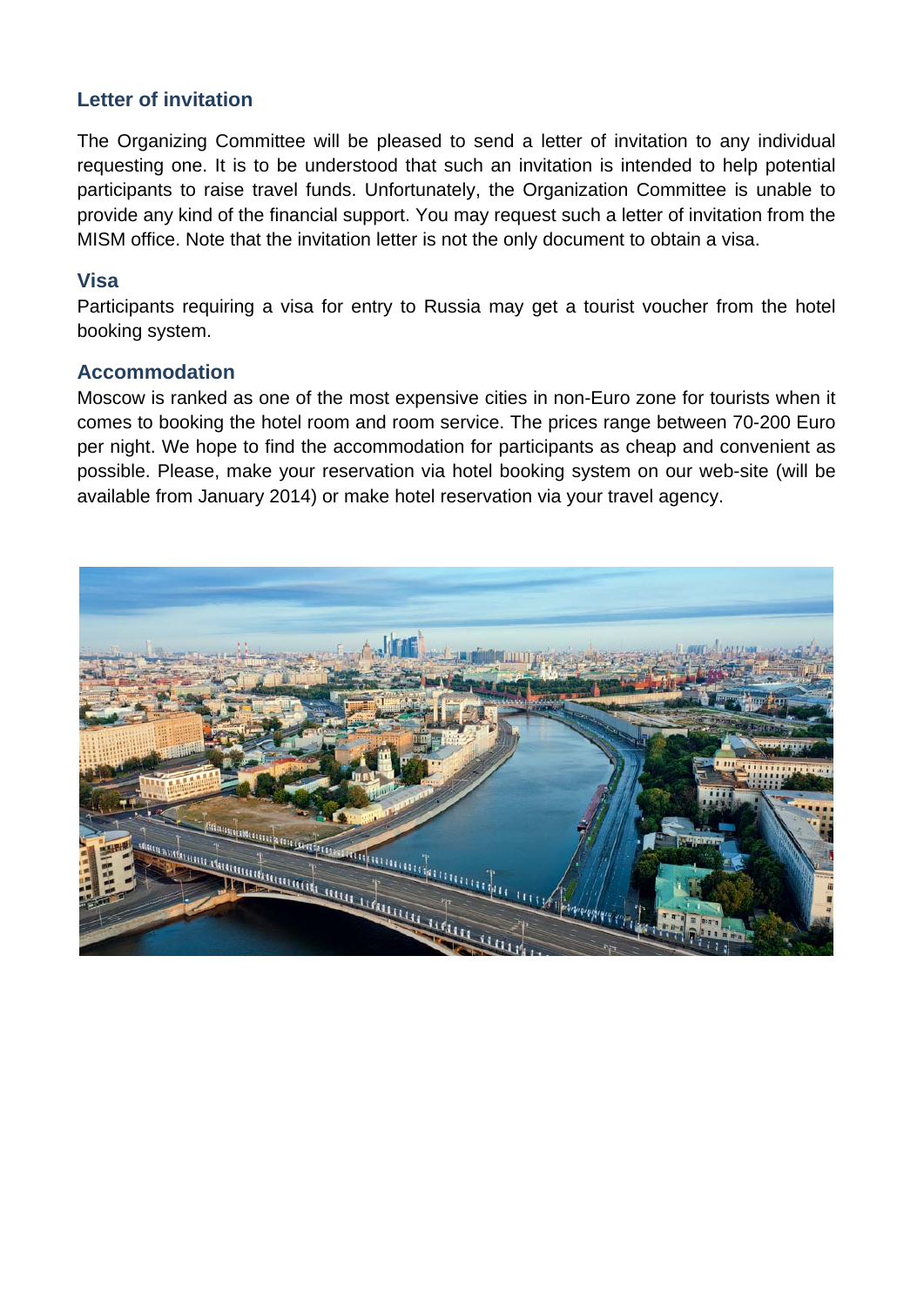## Letter of invitation

The Organizing Committee will be pleased to send a letter of invitation to any individual requesting one. It is to be understood that such an invitation is intended to help potential participants to raise travel funds. Unfortunately, the Organization Committee is unable to provide any kind of the financial support. You may request such a letter of invitation from the MISM office. Note that the invitation letter is not the only document to obtain a visa.

## Visa

Participants requiring a visa for entry to Russia may get a tourist voucher from the hotel booking system.

## Accommodation

Moscow is ranked as one of the most expensive cities in non-Euro zone for tourists when it comes to booking the hotel room and room service. The prices range between 70-200 Euro per night. We hope to find the accommodation for participants as cheap and convenient as possible. Please, make your reservation via hotel booking system on our web-site (will be available from January 2014) or make hotel reservation via your travel agency.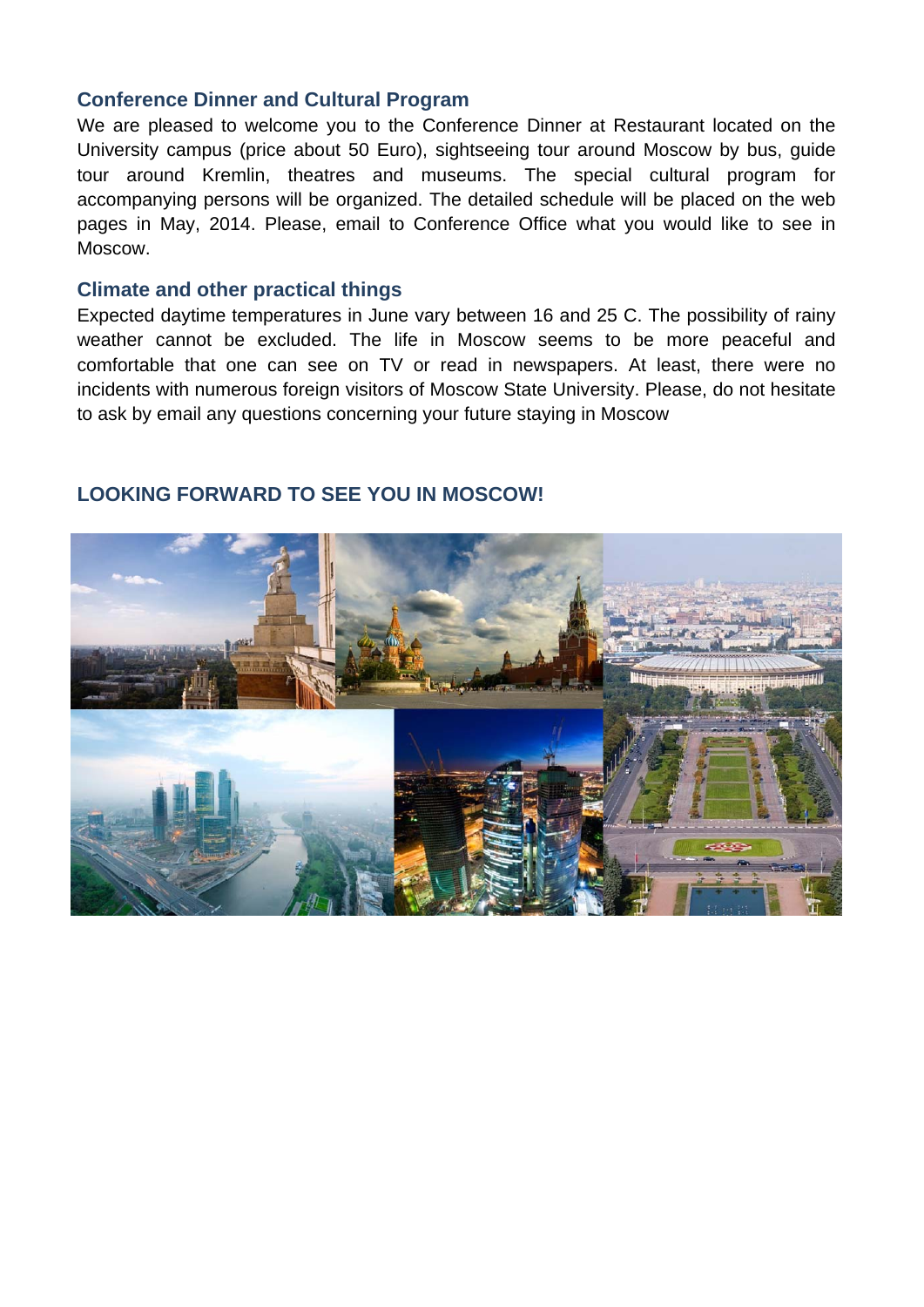## Conference Dinner and Cultural Program

We are pleased to welcome you to the Conference Dinner at Restaurant located on the University campus (price about 50 Euro), sightseeing tour around Moscow by bus, guide tour around Kremlin, theatres and museums. The special cultural program for accompanying persons will be organized. The detailed schedule will be placed on the web pages in May, 2014. Please, email to Conference Office what you would like to see in Moscow.

## Climate and other practical things

Expected daytime temperatures in June vary between 16 and 25 C. The possibility of rainy weather cannot be excluded. The life in Moscow seems to be more peaceful and comfortable that one can see on TV or read in newspapers. At least, there were no incidents with numerous foreign visitors of Moscow State University. Please, do not hesitate to ask by email any questions concerning your future staying in Moscow

## LOOKING FORWARD TO SEE YOU IN MOSCOW!